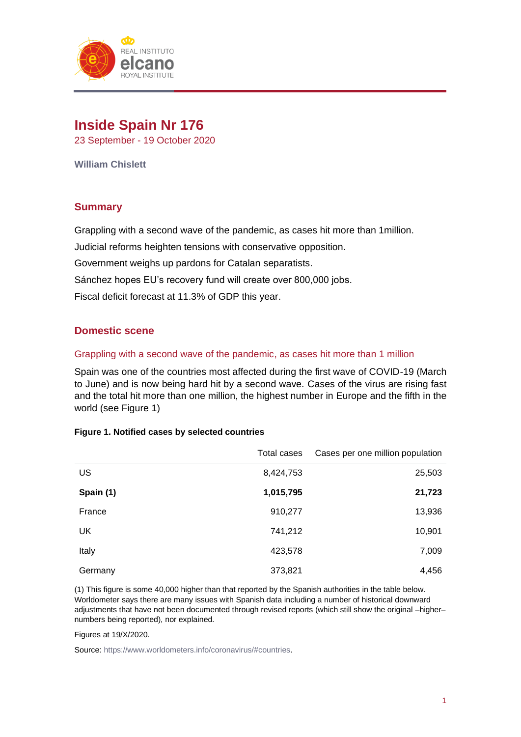# Inside Spain Nr 176

23 September - 19 October 2020

**William Chislett**

## Summary

Grappling with a second wave of the pandemic, as cases hit more than 1million.

Judicial reforms heighten tensions with conservative opposition.

Government weighs up pardons for Catalan separatists.

Sánchez hopes EU's recovery fund will create over 800,000 jobs.

Fiscal deficit forecast at 11.3% of GDP this year.

## Domestic scene

### Grappling with a second wave of the pandemic, as cases hit more than 1 million

Spain was one of the countries most affected during the first wave of COVID-19 (March to June) and is now being hard hit by a second wave. Cases of the virus are rising fast and the total hit more than one million, the highest number in Europe and the fifth in the world (see Figure 1)

**Figure 1. Notified cases by selected countries**

| | Total cases | Cases per one million population |
|---|---:|---:|
| US | 8,424,753 | 25,503 |
| **Spain (1)** | **1,015,795** | **21,723** |
| France | 910,277 | 13,936 |
| UK | 741,212 | 10,901 |
| Italy | 423,578 | 7,009 |
| Germany | 373,821 | 4,456 |

(1) This figure is some 40,000 higher than that reported by the Spanish authorities in the table below. Worldometer says there are many issues with Spanish data including a number of historical downward adjustments that have not been documented through revised reports (which still show the original –higher– numbers being reported), nor explained.

Figures at 19/X/2020.

Source: https://www.worldometers.info/coronavirus/#countries.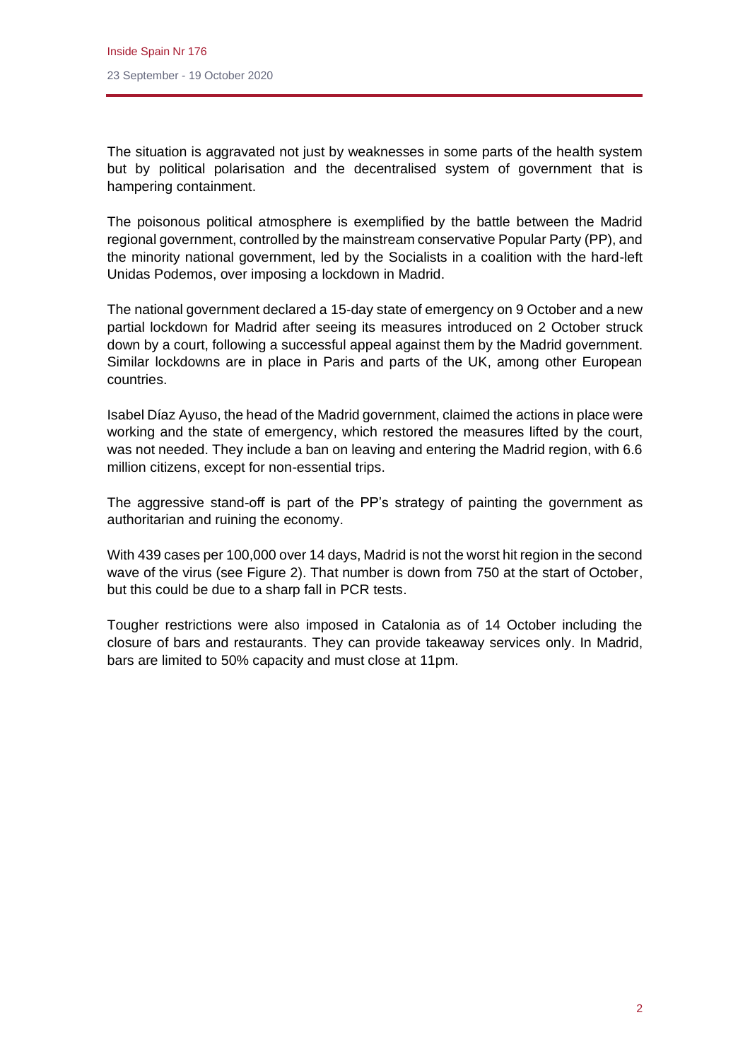The situation is aggravated not just by weaknesses in some parts of the health system but by political polarisation and the decentralised system of government that is hampering containment.

The poisonous political atmosphere is exemplified by the battle between the Madrid regional government, controlled by the mainstream conservative Popular Party (PP), and the minority national government, led by the Socialists in a coalition with the hard-left Unidas Podemos, over imposing a lockdown in Madrid.

The national government declared a 15-day state of emergency on 9 October and a new partial lockdown for Madrid after seeing its measures introduced on 2 October struck down by a court, following a successful appeal against them by the Madrid government. Similar lockdowns are in place in Paris and parts of the UK, among other European countries.

Isabel Díaz Ayuso, the head of the Madrid government, claimed the actions in place were working and the state of emergency, which restored the measures lifted by the court, was not needed. They include a ban on leaving and entering the Madrid region, with 6.6 million citizens, except for non-essential trips.

The aggressive stand-off is part of the PP's strategy of painting the government as authoritarian and ruining the economy.

With 439 cases per 100,000 over 14 days, Madrid is not the worst hit region in the second wave of the virus (see Figure 2). That number is down from 750 at the start of October, but this could be due to a sharp fall in PCR tests.

Tougher restrictions were also imposed in Catalonia as of 14 October including the closure of bars and restaurants. They can provide takeaway services only. In Madrid, bars are limited to 50% capacity and must close at 11pm.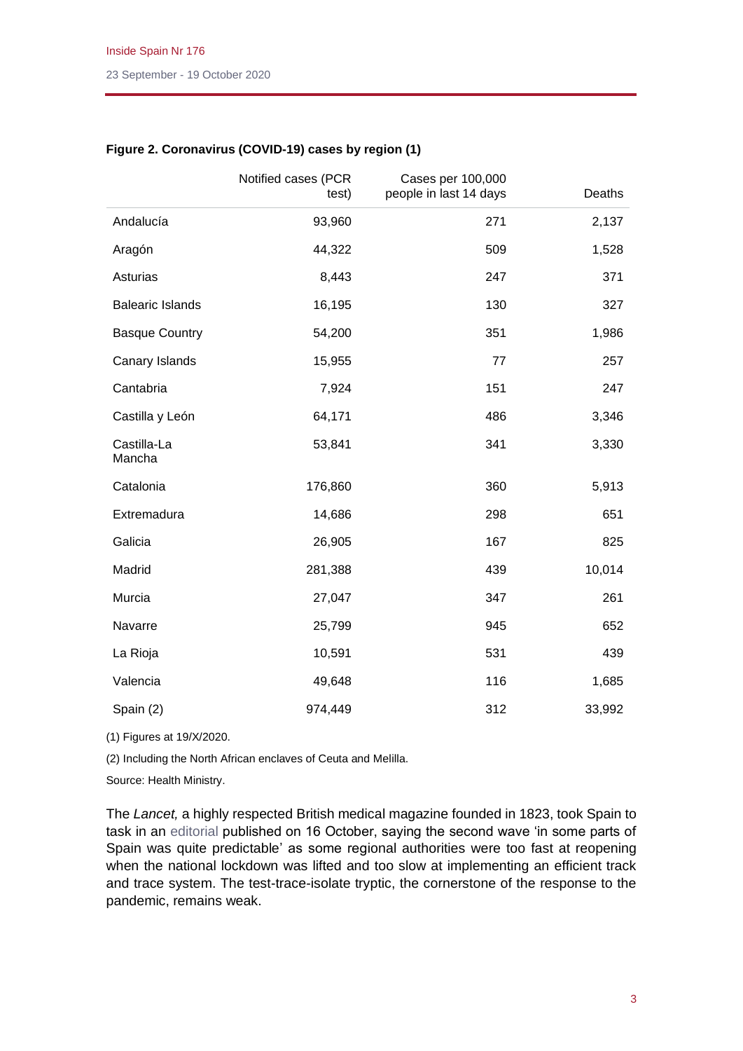**Figure 2. Coronavirus (COVID-19) cases by region (1)**

| | Notified cases (PCR test) | Cases per 100,000 people in last 14 days | Deaths |
|---|---|---|---|
| Andalucía | 93,960 | 271 | 2,137 |
| Aragón | 44,322 | 509 | 1,528 |
| Asturias | 8,443 | 247 | 371 |
| Balearic Islands | 16,195 | 130 | 327 |
| Basque Country | 54,200 | 351 | 1,986 |
| Canary Islands | 15,955 | 77 | 257 |
| Cantabria | 7,924 | 151 | 247 |
| Castilla y León | 64,171 | 486 | 3,346 |
| Castilla-La Mancha | 53,841 | 341 | 3,330 |
| Catalonia | 176,860 | 360 | 5,913 |
| Extremadura | 14,686 | 298 | 651 |
| Galicia | 26,905 | 167 | 825 |
| Madrid | 281,388 | 439 | 10,014 |
| Murcia | 27,047 | 347 | 261 |
| Navarre | 25,799 | 945 | 652 |
| La Rioja | 10,591 | 531 | 439 |
| Valencia | 49,648 | 116 | 1,685 |
| Spain (2) | 974,449 | 312 | 33,992 |

(1) Figures at 19/X/2020.

(2) Including the North African enclaves of Ceuta and Melilla.

Source: Health Ministry.

The *Lancet,* a highly respected British medical magazine founded in 1823, took Spain to task in an editorial published on 16 October, saying the second wave 'in some parts of Spain was quite predictable' as some regional authorities were too fast at reopening when the national lockdown was lifted and too slow at implementing an efficient track and trace system. The test-trace-isolate tryptic, the cornerstone of the response to the pandemic, remains weak.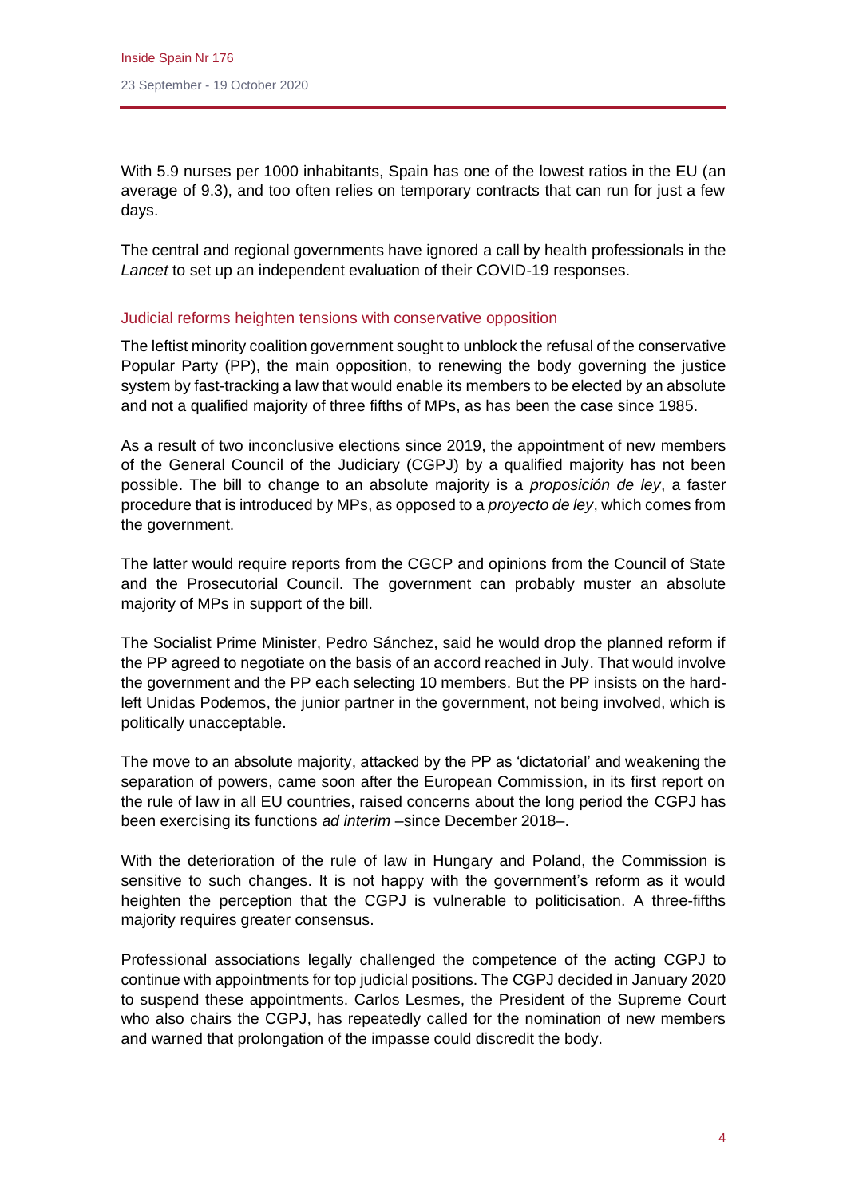With 5.9 nurses per 1000 inhabitants, Spain has one of the lowest ratios in the EU (an average of 9.3), and too often relies on temporary contracts that can run for just a few days.

The central and regional governments have ignored a call by health professionals in the *Lancet* to set up an independent evaluation of their COVID-19 responses.

## Judicial reforms heighten tensions with conservative opposition

The leftist minority coalition government sought to unblock the refusal of the conservative Popular Party (PP), the main opposition, to renewing the body governing the justice system by fast-tracking a law that would enable its members to be elected by an absolute and not a qualified majority of three fifths of MPs, as has been the case since 1985.

As a result of two inconclusive elections since 2019, the appointment of new members of the General Council of the Judiciary (CGPJ) by a qualified majority has not been possible. The bill to change to an absolute majority is a *proposición de ley*, a faster procedure that is introduced by MPs, as opposed to a *proyecto de ley*, which comes from the government.

The latter would require reports from the CGCP and opinions from the Council of State and the Prosecutorial Council. The government can probably muster an absolute majority of MPs in support of the bill.

The Socialist Prime Minister, Pedro Sánchez, said he would drop the planned reform if the PP agreed to negotiate on the basis of an accord reached in July. That would involve the government and the PP each selecting 10 members. But the PP insists on the hard-left Unidas Podemos, the junior partner in the government, not being involved, which is politically unacceptable.

The move to an absolute majority, attacked by the PP as 'dictatorial' and weakening the separation of powers, came soon after the European Commission, in its first report on the rule of law in all EU countries, raised concerns about the long period the CGPJ has been exercising its functions *ad interim* –since December 2018–.

With the deterioration of the rule of law in Hungary and Poland, the Commission is sensitive to such changes. It is not happy with the government's reform as it would heighten the perception that the CGPJ is vulnerable to politicisation. A three-fifths majority requires greater consensus.

Professional associations legally challenged the competence of the acting CGPJ to continue with appointments for top judicial positions. The CGPJ decided in January 2020 to suspend these appointments. Carlos Lesmes, the President of the Supreme Court who also chairs the CGPJ, has repeatedly called for the nomination of new members and warned that prolongation of the impasse could discredit the body.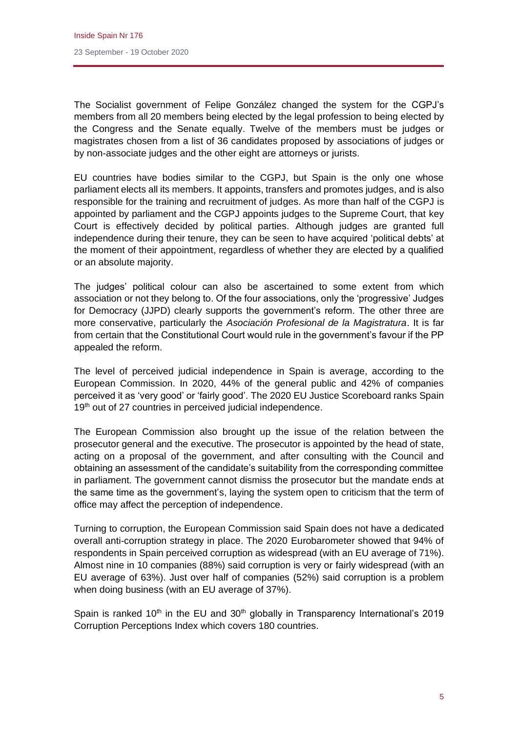The Socialist government of Felipe González changed the system for the CGPJ's members from all 20 members being elected by the legal profession to being elected by the Congress and the Senate equally. Twelve of the members must be judges or magistrates chosen from a list of 36 candidates proposed by associations of judges or by non-associate judges and the other eight are attorneys or jurists.

EU countries have bodies similar to the CGPJ, but Spain is the only one whose parliament elects all its members. It appoints, transfers and promotes judges, and is also responsible for the training and recruitment of judges. As more than half of the CGPJ is appointed by parliament and the CGPJ appoints judges to the Supreme Court, that key Court is effectively decided by political parties. Although judges are granted full independence during their tenure, they can be seen to have acquired 'political debts' at the moment of their appointment, regardless of whether they are elected by a qualified or an absolute majority.

The judges' political colour can also be ascertained to some extent from which association or not they belong to. Of the four associations, only the 'progressive' Judges for Democracy (JJPD) clearly supports the government's reform. The other three are more conservative, particularly the *Asociación Profesional de la Magistratura*. It is far from certain that the Constitutional Court would rule in the government's favour if the PP appealed the reform.

The level of perceived judicial independence in Spain is average, according to the European Commission. In 2020, 44% of the general public and 42% of companies perceived it as 'very good' or 'fairly good'. The 2020 EU Justice Scoreboard ranks Spain 19th out of 27 countries in perceived judicial independence.

The European Commission also brought up the issue of the relation between the prosecutor general and the executive. The prosecutor is appointed by the head of state, acting on a proposal of the government, and after consulting with the Council and obtaining an assessment of the candidate's suitability from the corresponding committee in parliament. The government cannot dismiss the prosecutor but the mandate ends at the same time as the government's, laying the system open to criticism that the term of office may affect the perception of independence.

Turning to corruption, the European Commission said Spain does not have a dedicated overall anti-corruption strategy in place. The 2020 Eurobarometer showed that 94% of respondents in Spain perceived corruption as widespread (with an EU average of 71%). Almost nine in 10 companies (88%) said corruption is very or fairly widespread (with an EU average of 63%). Just over half of companies (52%) said corruption is a problem when doing business (with an EU average of 37%).

Spain is ranked 10th in the EU and 30th globally in Transparency International's 2019 Corruption Perceptions Index which covers 180 countries.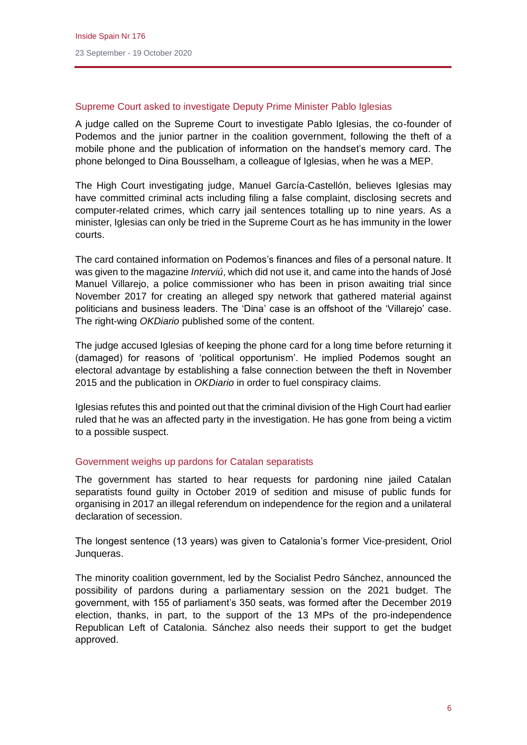### Supreme Court asked to investigate Deputy Prime Minister Pablo Iglesias

A judge called on the Supreme Court to investigate Pablo Iglesias, the co-founder of Podemos and the junior partner in the coalition government, following the theft of a mobile phone and the publication of information on the handset's memory card. The phone belonged to Dina Bousselham, a colleague of Iglesias, when he was a MEP.

The High Court investigating judge, Manuel García-Castellón, believes Iglesias may have committed criminal acts including filing a false complaint, disclosing secrets and computer-related crimes, which carry jail sentences totalling up to nine years. As a minister, Iglesias can only be tried in the Supreme Court as he has immunity in the lower courts.

The card contained information on Podemos's finances and files of a personal nature. It was given to the magazine *Interviú*, which did not use it, and came into the hands of José Manuel Villarejo, a police commissioner who has been in prison awaiting trial since November 2017 for creating an alleged spy network that gathered material against politicians and business leaders. The 'Dina' case is an offshoot of the 'Villarejo' case. The right-wing *OKDiario* published some of the content.

The judge accused Iglesias of keeping the phone card for a long time before returning it (damaged) for reasons of 'political opportunism'. He implied Podemos sought an electoral advantage by establishing a false connection between the theft in November 2015 and the publication in *OKDiario* in order to fuel conspiracy claims.

Iglesias refutes this and pointed out that the criminal division of the High Court had earlier ruled that he was an affected party in the investigation. He has gone from being a victim to a possible suspect.

### Government weighs up pardons for Catalan separatists

The government has started to hear requests for pardoning nine jailed Catalan separatists found guilty in October 2019 of sedition and misuse of public funds for organising in 2017 an illegal referendum on independence for the region and a unilateral declaration of secession.

The longest sentence (13 years) was given to Catalonia's former Vice-president, Oriol Junqueras.

The minority coalition government, led by the Socialist Pedro Sánchez, announced the possibility of pardons during a parliamentary session on the 2021 budget. The government, with 155 of parliament's 350 seats, was formed after the December 2019 election, thanks, in part, to the support of the 13 MPs of the pro-independence Republican Left of Catalonia. Sánchez also needs their support to get the budget approved.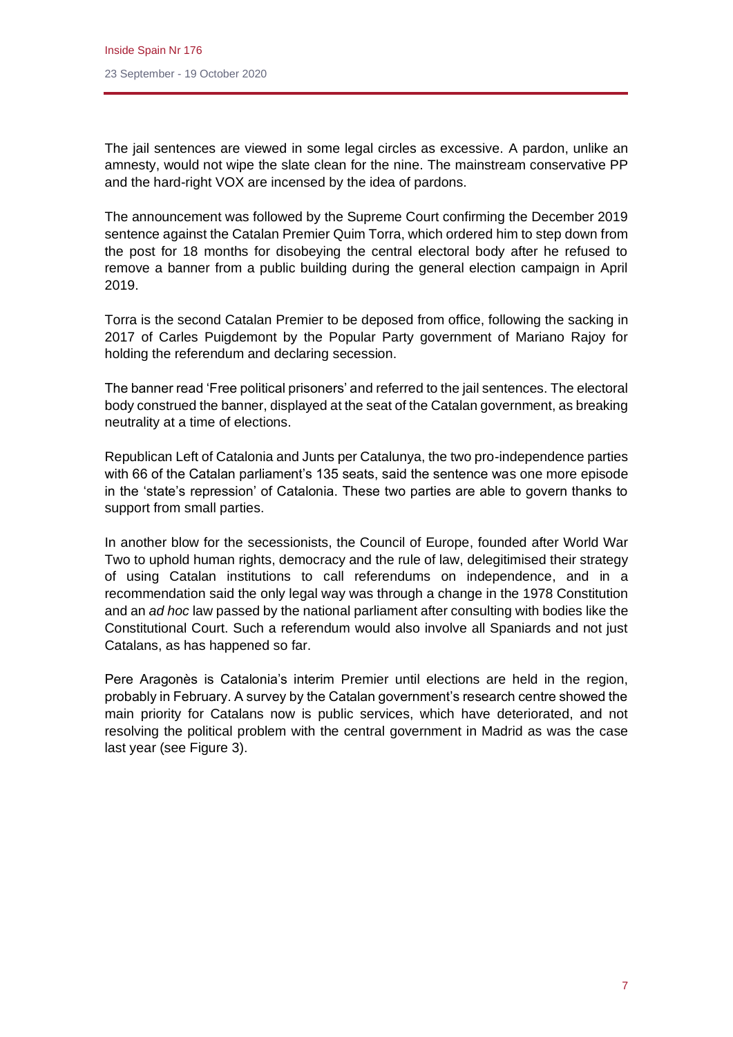The jail sentences are viewed in some legal circles as excessive. A pardon, unlike an amnesty, would not wipe the slate clean for the nine. The mainstream conservative PP and the hard-right VOX are incensed by the idea of pardons.

The announcement was followed by the Supreme Court confirming the December 2019 sentence against the Catalan Premier Quim Torra, which ordered him to step down from the post for 18 months for disobeying the central electoral body after he refused to remove a banner from a public building during the general election campaign in April 2019.

Torra is the second Catalan Premier to be deposed from office, following the sacking in 2017 of Carles Puigdemont by the Popular Party government of Mariano Rajoy for holding the referendum and declaring secession.

The banner read 'Free political prisoners' and referred to the jail sentences. The electoral body construed the banner, displayed at the seat of the Catalan government, as breaking neutrality at a time of elections.

Republican Left of Catalonia and Junts per Catalunya, the two pro-independence parties with 66 of the Catalan parliament's 135 seats, said the sentence was one more episode in the 'state's repression' of Catalonia. These two parties are able to govern thanks to support from small parties.

In another blow for the secessionists, the Council of Europe, founded after World War Two to uphold human rights, democracy and the rule of law, delegitimised their strategy of using Catalan institutions to call referendums on independence, and in a recommendation said the only legal way was through a change in the 1978 Constitution and an *ad hoc* law passed by the national parliament after consulting with bodies like the Constitutional Court. Such a referendum would also involve all Spaniards and not just Catalans, as has happened so far.

Pere Aragonès is Catalonia's interim Premier until elections are held in the region, probably in February. A survey by the Catalan government's research centre showed the main priority for Catalans now is public services, which have deteriorated, and not resolving the political problem with the central government in Madrid as was the case last year (see Figure 3).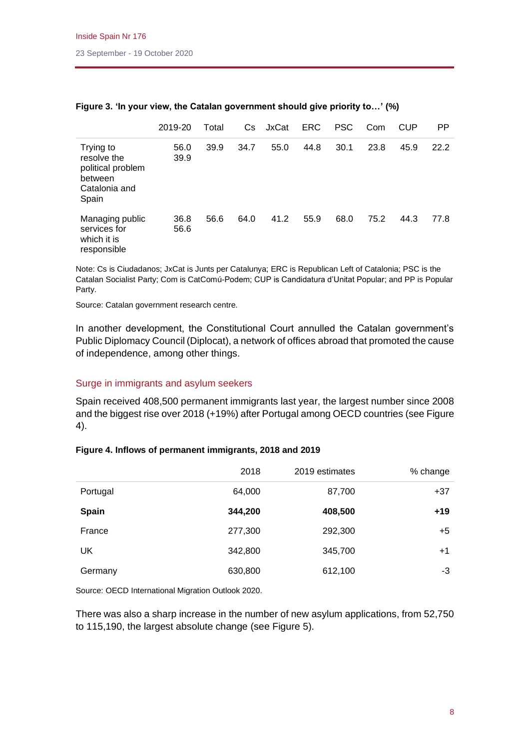**Figure 3. 'In your view, the Catalan government should give priority to…' (%)**

| | 2019-20 | Total | Cs | JxCat | ERC | PSC | Com | CUP | PP |
|---|---|---|---|---|---|---|---|---|---|
| Trying to resolve the political problem between Catalonia and Spain | 56.0 39.9 | 39.9 | 34.7 | 55.0 | 44.8 | 30.1 | 23.8 | 45.9 | 22.2 |
| Managing public services for which it is responsible | 36.8 56.6 | 56.6 | 64.0 | 41.2 | 55.9 | 68.0 | 75.2 | 44.3 | 77.8 |

Note: Cs is Ciudadanos; JxCat is Junts per Catalunya; ERC is Republican Left of Catalonia; PSC is the Catalan Socialist Party; Com is CatComú-Podem; CUP is Candidatura d'Unitat Popular; and PP is Popular Party.

Source: Catalan government research centre.

In another development, the Constitutional Court annulled the Catalan government's Public Diplomacy Council (Diplocat), a network of offices abroad that promoted the cause of independence, among other things.

## Surge in immigrants and asylum seekers

Spain received 408,500 permanent immigrants last year, the largest number since 2008 and the biggest rise over 2018 (+19%) after Portugal among OECD countries (see Figure 4).

**Figure 4. Inflows of permanent immigrants, 2018 and 2019**

| | 2018 | 2019 estimates | % change |
|---|---|---|---|
| Portugal | 64,000 | 87,700 | +37 |
| **Spain** | **344,200** | **408,500** | **+19** |
| France | 277,300 | 292,300 | +5 |
| UK | 342,800 | 345,700 | +1 |
| Germany | 630,800 | 612,100 | -3 |

Source: OECD International Migration Outlook 2020.

There was also a sharp increase in the number of new asylum applications, from 52,750 to 115,190, the largest absolute change (see Figure 5).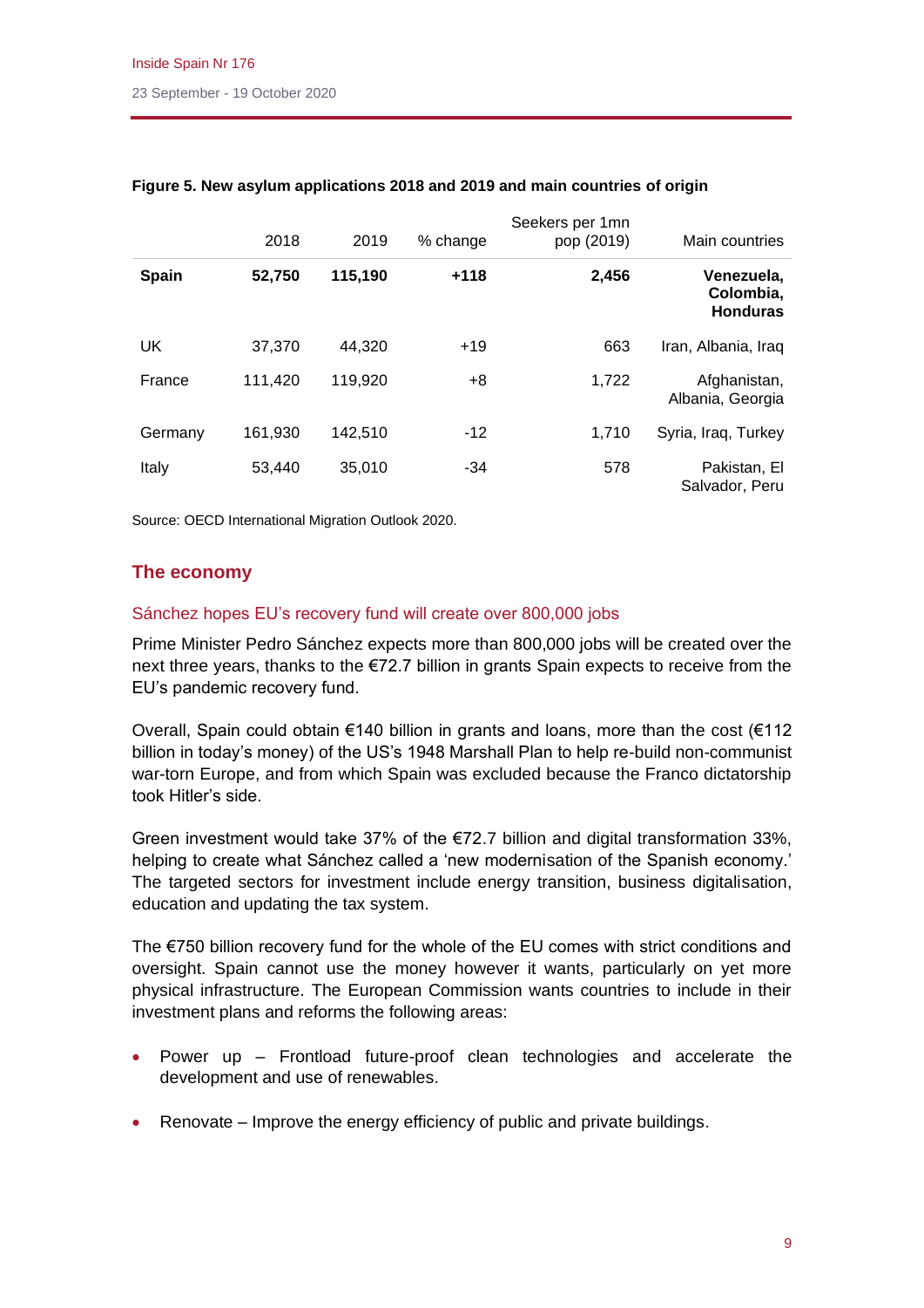**Figure 5. New asylum applications 2018 and 2019 and main countries of origin**

| | 2018 | 2019 | % change | Seekers per 1mn pop (2019) | Main countries |
|---|---|---|---|---|---|
| **Spain** | **52,750** | **115,190** | **+118** | **2,456** | **Venezuela, Colombia, Honduras** |
| UK | 37,370 | 44,320 | +19 | 663 | Iran, Albania, Iraq |
| France | 111,420 | 119,920 | +8 | 1,722 | Afghanistan, Albania, Georgia |
| Germany | 161,930 | 142,510 | -12 | 1,710 | Syria, Iraq, Turkey |
| Italy | 53,440 | 35,010 | -34 | 578 | Pakistan, El Salvador, Peru |

Source: OECD International Migration Outlook 2020.

## The economy

### Sánchez hopes EU's recovery fund will create over 800,000 jobs

Prime Minister Pedro Sánchez expects more than 800,000 jobs will be created over the next three years, thanks to the €72.7 billion in grants Spain expects to receive from the EU's pandemic recovery fund.

Overall, Spain could obtain €140 billion in grants and loans, more than the cost (€112 billion in today's money) of the US's 1948 Marshall Plan to help re-build non-communist war-torn Europe, and from which Spain was excluded because the Franco dictatorship took Hitler's side.

Green investment would take 37% of the €72.7 billion and digital transformation 33%, helping to create what Sánchez called a 'new modernisation of the Spanish economy.' The targeted sectors for investment include energy transition, business digitalisation, education and updating the tax system.

The €750 billion recovery fund for the whole of the EU comes with strict conditions and oversight. Spain cannot use the money however it wants, particularly on yet more physical infrastructure. The European Commission wants countries to include in their investment plans and reforms the following areas:

- Power up – Frontload future-proof clean technologies and accelerate the development and use of renewables.
- Renovate – Improve the energy efficiency of public and private buildings.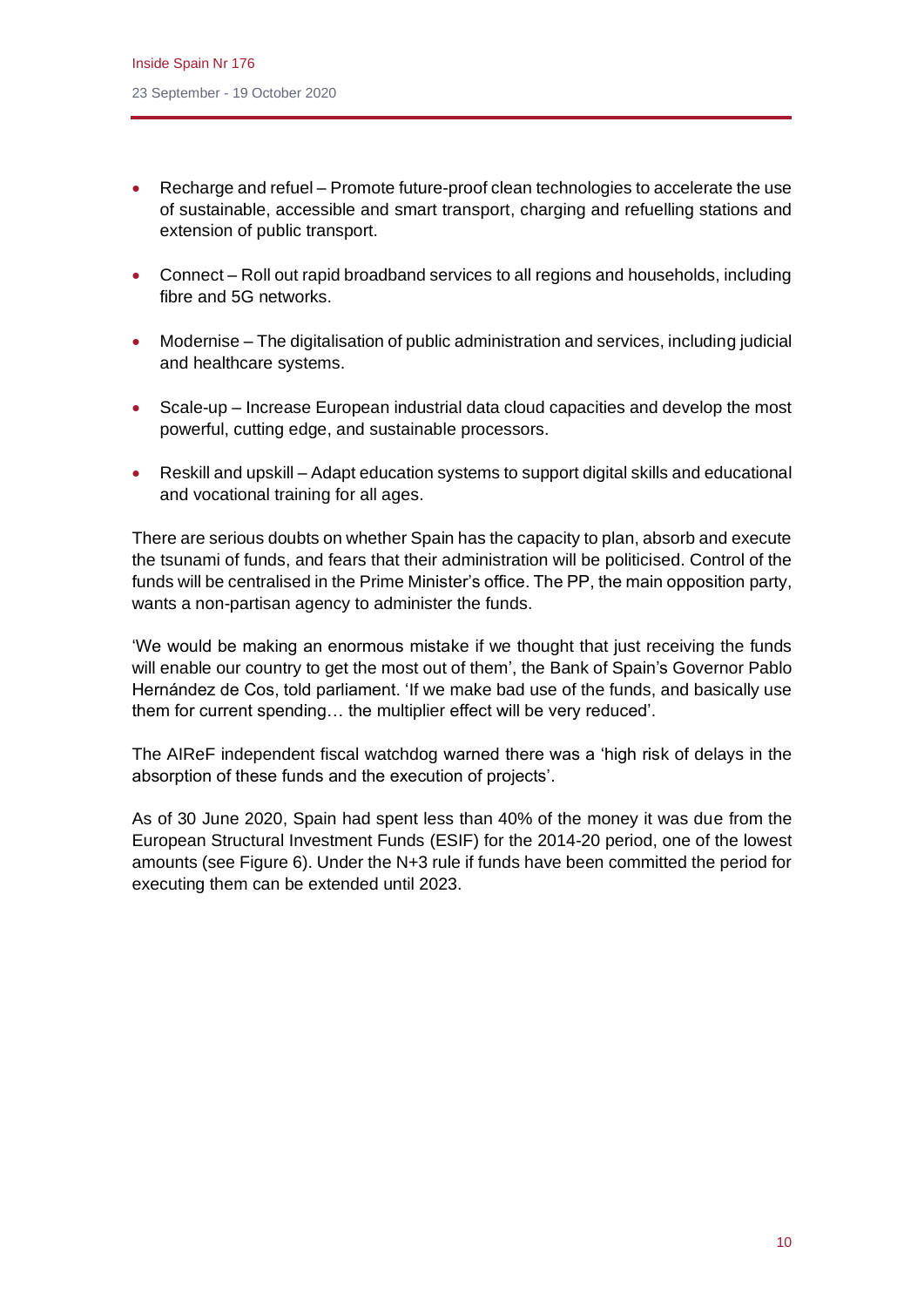- Recharge and refuel – Promote future-proof clean technologies to accelerate the use of sustainable, accessible and smart transport, charging and refuelling stations and extension of public transport.
- Connect – Roll out rapid broadband services to all regions and households, including fibre and 5G networks.
- Modernise – The digitalisation of public administration and services, including judicial and healthcare systems.
- Scale-up – Increase European industrial data cloud capacities and develop the most powerful, cutting edge, and sustainable processors.
- Reskill and upskill – Adapt education systems to support digital skills and educational and vocational training for all ages.

There are serious doubts on whether Spain has the capacity to plan, absorb and execute the tsunami of funds, and fears that their administration will be politicised. Control of the funds will be centralised in the Prime Minister's office. The PP, the main opposition party, wants a non-partisan agency to administer the funds.

'We would be making an enormous mistake if we thought that just receiving the funds will enable our country to get the most out of them', the Bank of Spain's Governor Pablo Hernández de Cos, told parliament. 'If we make bad use of the funds, and basically use them for current spending… the multiplier effect will be very reduced'.

The AIReF independent fiscal watchdog warned there was a 'high risk of delays in the absorption of these funds and the execution of projects'.

As of 30 June 2020, Spain had spent less than 40% of the money it was due from the European Structural Investment Funds (ESIF) for the 2014-20 period, one of the lowest amounts (see Figure 6). Under the N+3 rule if funds have been committed the period for executing them can be extended until 2023.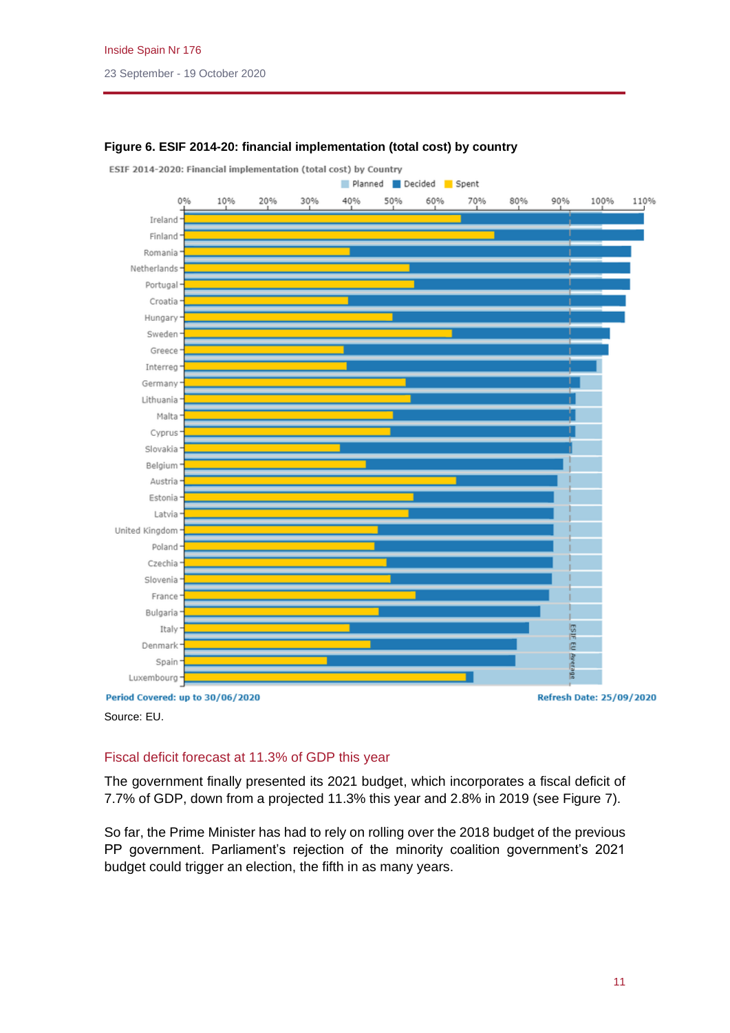**Figure 6. ESIF 2014-20: financial implementation (total cost) by country**

Source: EU.

### Fiscal deficit forecast at 11.3% of GDP this year

The government finally presented its 2021 budget, which incorporates a fiscal deficit of 7.7% of GDP, down from a projected 11.3% this year and 2.8% in 2019 (see Figure 7).

So far, the Prime Minister has had to rely on rolling over the 2018 budget of the previous PP government. Parliament's rejection of the minority coalition government's 2021 budget could trigger an election, the fifth in as many years.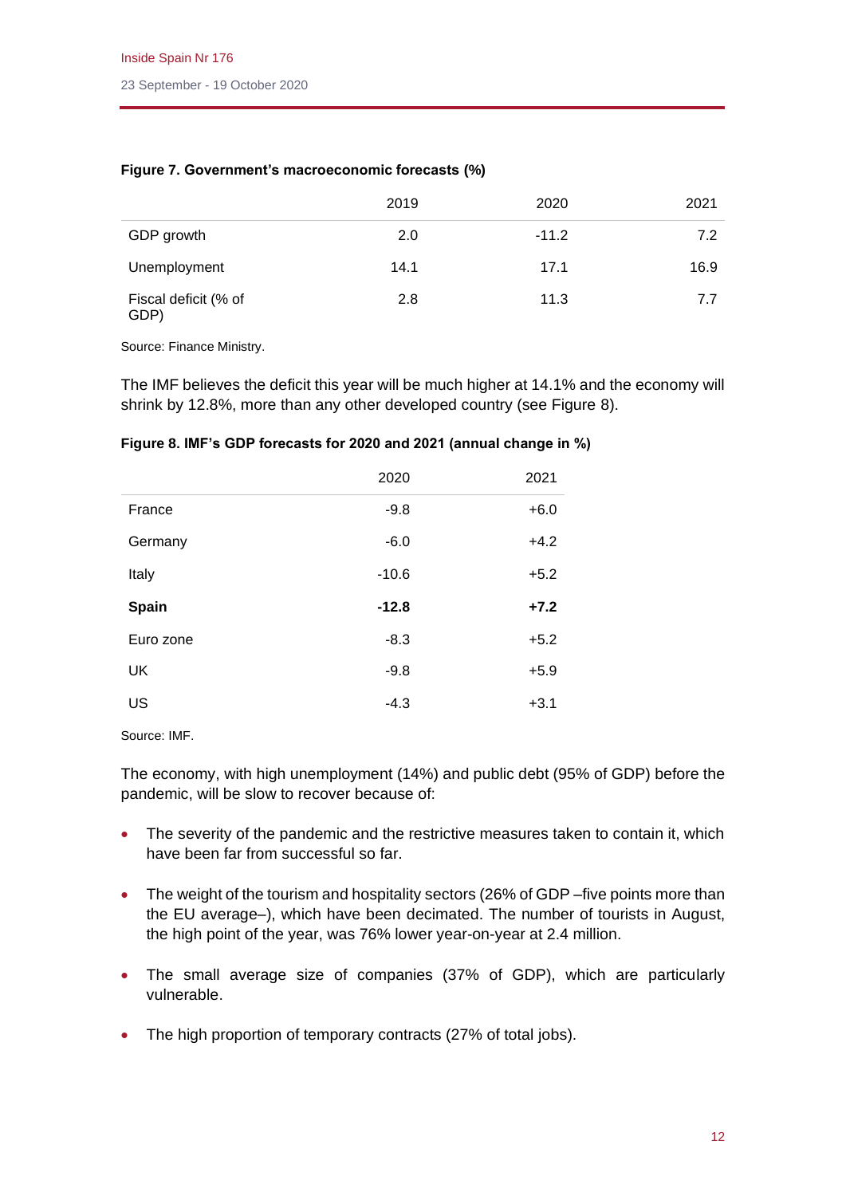**Figure 7. Government's macroeconomic forecasts (%)**

| | 2019 | 2020 | 2021 |
|---|---|---|---|
| GDP growth | 2.0 | -11.2 | 7.2 |
| Unemployment | 14.1 | 17.1 | 16.9 |
| Fiscal deficit (% of GDP) | 2.8 | 11.3 | 7.7 |

Source: Finance Ministry.

The IMF believes the deficit this year will be much higher at 14.1% and the economy will shrink by 12.8%, more than any other developed country (see Figure 8).

**Figure 8. IMF's GDP forecasts for 2020 and 2021 (annual change in %)**

| | 2020 | 2021 |
|---|---|---|
| France | -9.8 | +6.0 |
| Germany | -6.0 | +4.2 |
| Italy | -10.6 | +5.2 |
| **Spain** | **-12.8** | **+7.2** |
| Euro zone | -8.3 | +5.2 |
| UK | -9.8 | +5.9 |
| US | -4.3 | +3.1 |

Source: IMF.

The economy, with high unemployment (14%) and public debt (95% of GDP) before the pandemic, will be slow to recover because of:

- The severity of the pandemic and the restrictive measures taken to contain it, which have been far from successful so far.
- The weight of the tourism and hospitality sectors (26% of GDP –five points more than the EU average–), which have been decimated. The number of tourists in August, the high point of the year, was 76% lower year-on-year at 2.4 million.
- The small average size of companies (37% of GDP), which are particularly vulnerable.
- The high proportion of temporary contracts (27% of total jobs).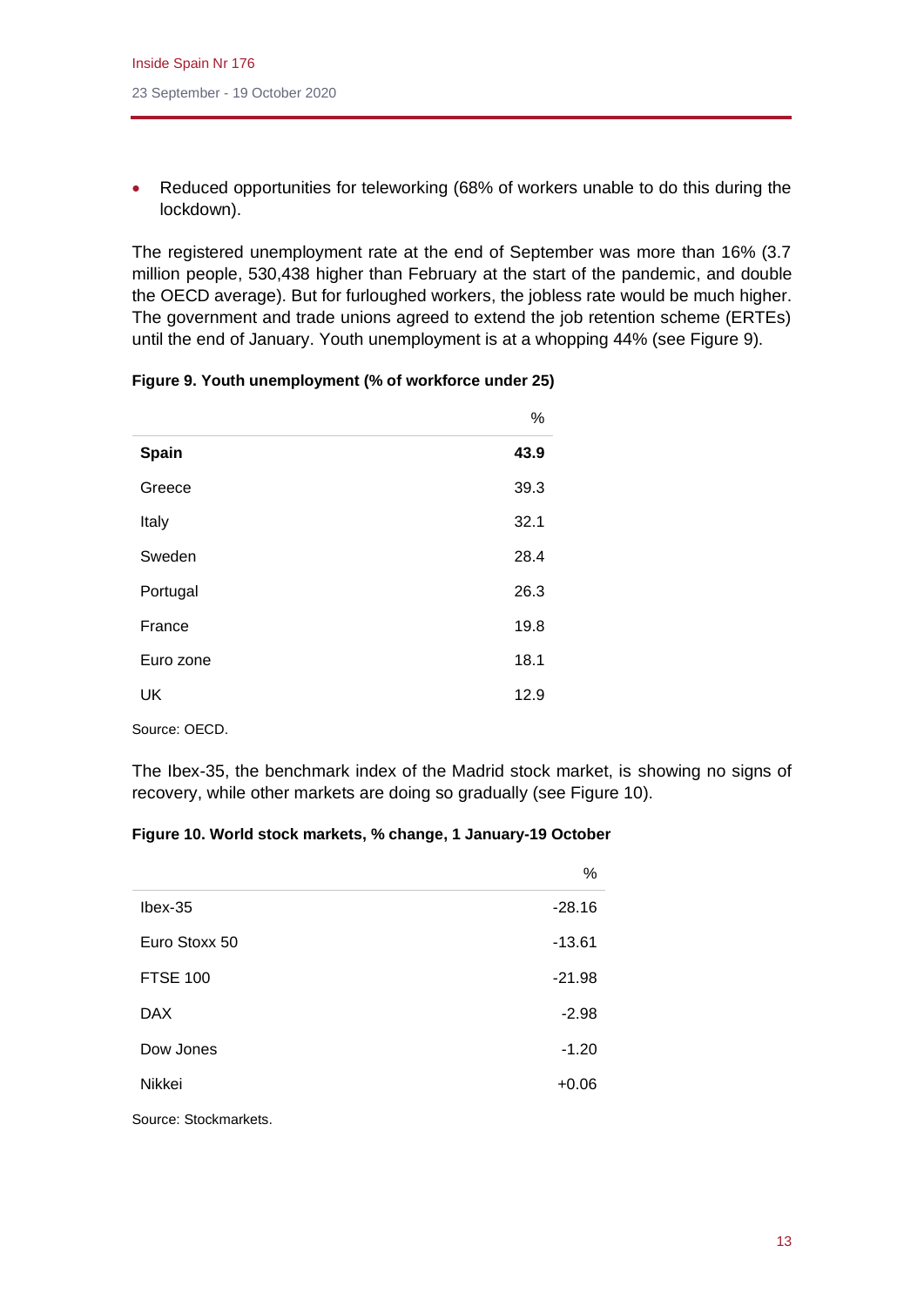- Reduced opportunities for teleworking (68% of workers unable to do this during the lockdown).

The registered unemployment rate at the end of September was more than 16% (3.7 million people, 530,438 higher than February at the start of the pandemic, and double the OECD average). But for furloughed workers, the jobless rate would be much higher. The government and trade unions agreed to extend the job retention scheme (ERTEs) until the end of January. Youth unemployment is at a whopping 44% (see Figure 9).

**Figure 9. Youth unemployment (% of workforce under 25)**

| | % |
|---|---|
| **Spain** | **43.9** |
| Greece | 39.3 |
| Italy | 32.1 |
| Sweden | 28.4 |
| Portugal | 26.3 |
| France | 19.8 |
| Euro zone | 18.1 |
| UK | 12.9 |

Source: OECD.

The Ibex-35, the benchmark index of the Madrid stock market, is showing no signs of recovery, while other markets are doing so gradually (see Figure 10).

**Figure 10. World stock markets, % change, 1 January-19 October**

| | % |
|---|---|
| Ibex-35 | -28.16 |
| Euro Stoxx 50 | -13.61 |
| FTSE 100 | -21.98 |
| DAX | -2.98 |
| Dow Jones | -1.20 |
| Nikkei | +0.06 |

Source: Stockmarkets.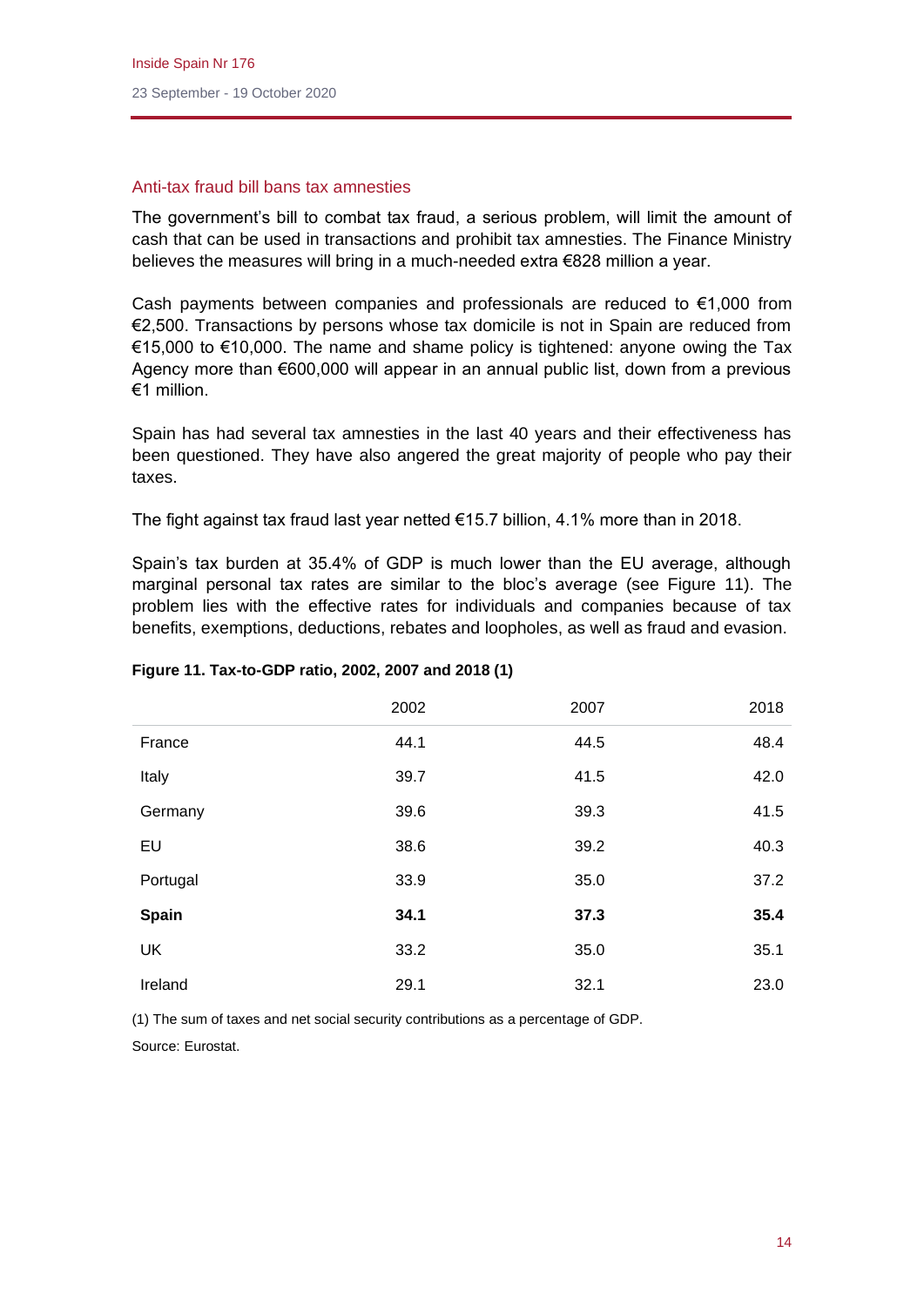## Anti-tax fraud bill bans tax amnesties

The government's bill to combat tax fraud, a serious problem, will limit the amount of cash that can be used in transactions and prohibit tax amnesties. The Finance Ministry believes the measures will bring in a much-needed extra €828 million a year.

Cash payments between companies and professionals are reduced to €1,000 from €2,500. Transactions by persons whose tax domicile is not in Spain are reduced from €15,000 to €10,000. The name and shame policy is tightened: anyone owing the Tax Agency more than €600,000 will appear in an annual public list, down from a previous €1 million.

Spain has had several tax amnesties in the last 40 years and their effectiveness has been questioned. They have also angered the great majority of people who pay their taxes.

The fight against tax fraud last year netted €15.7 billion, 4.1% more than in 2018.

Spain's tax burden at 35.4% of GDP is much lower than the EU average, although marginal personal tax rates are similar to the bloc's average (see Figure 11). The problem lies with the effective rates for individuals and companies because of tax benefits, exemptions, deductions, rebates and loopholes, as well as fraud and evasion.

**Figure 11. Tax-to-GDP ratio, 2002, 2007 and 2018 (1)**

| | 2002 | 2007 | 2018 |
|---|---|---|---|
| France | 44.1 | 44.5 | 48.4 |
| Italy | 39.7 | 41.5 | 42.0 |
| Germany | 39.6 | 39.3 | 41.5 |
| EU | 38.6 | 39.2 | 40.3 |
| Portugal | 33.9 | 35.0 | 37.2 |
| **Spain** | **34.1** | **37.3** | **35.4** |
| UK | 33.2 | 35.0 | 35.1 |
| Ireland | 29.1 | 32.1 | 23.0 |

(1) The sum of taxes and net social security contributions as a percentage of GDP.

Source: Eurostat.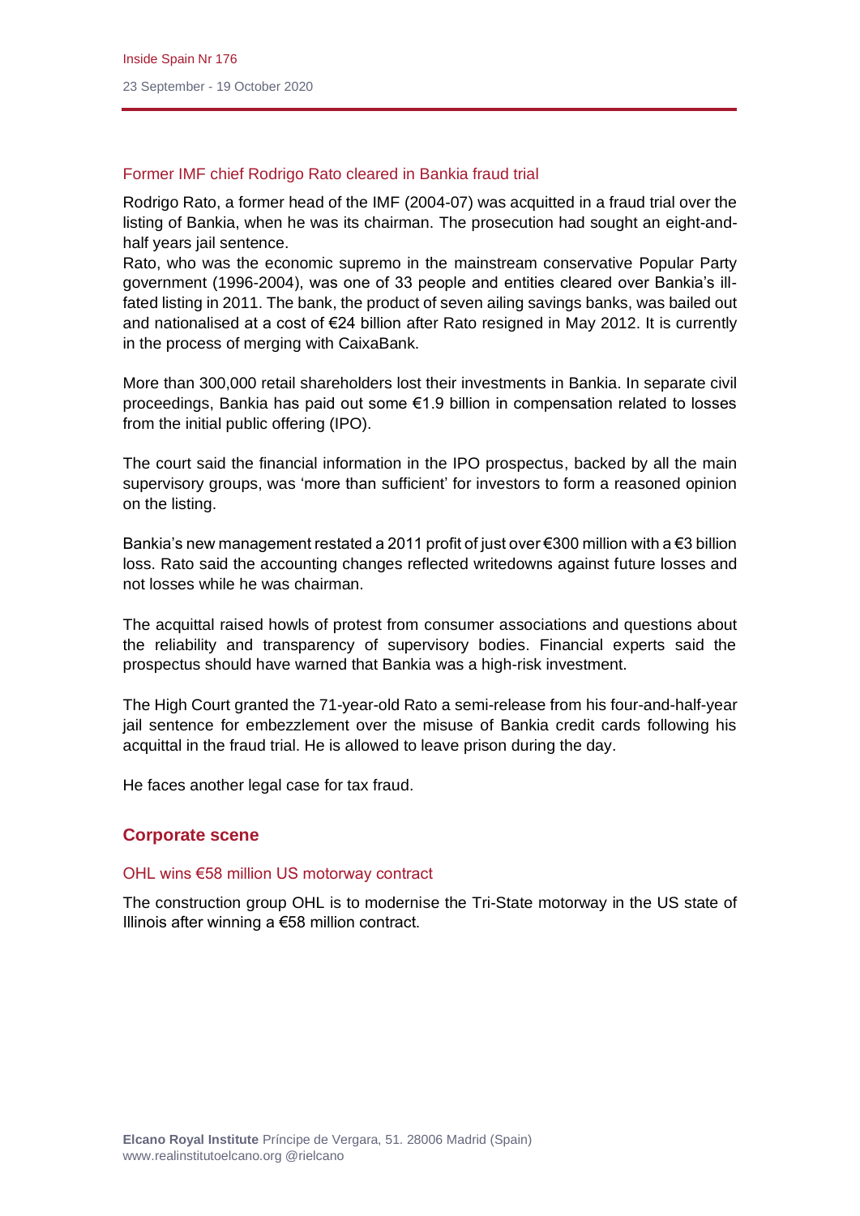### Former IMF chief Rodrigo Rato cleared in Bankia fraud trial

Rodrigo Rato, a former head of the IMF (2004-07) was acquitted in a fraud trial over the listing of Bankia, when he was its chairman. The prosecution had sought an eight-and-half years jail sentence.

Rato, who was the economic supremo in the mainstream conservative Popular Party government (1996-2004), was one of 33 people and entities cleared over Bankia's ill-fated listing in 2011. The bank, the product of seven ailing savings banks, was bailed out and nationalised at a cost of €24 billion after Rato resigned in May 2012. It is currently in the process of merging with CaixaBank.

More than 300,000 retail shareholders lost their investments in Bankia. In separate civil proceedings, Bankia has paid out some €1.9 billion in compensation related to losses from the initial public offering (IPO).

The court said the financial information in the IPO prospectus, backed by all the main supervisory groups, was 'more than sufficient' for investors to form a reasoned opinion on the listing.

Bankia's new management restated a 2011 profit of just over €300 million with a €3 billion loss. Rato said the accounting changes reflected writedowns against future losses and not losses while he was chairman.

The acquittal raised howls of protest from consumer associations and questions about the reliability and transparency of supervisory bodies. Financial experts said the prospectus should have warned that Bankia was a high-risk investment.

The High Court granted the 71-year-old Rato a semi-release from his four-and-half-year jail sentence for embezzlement over the misuse of Bankia credit cards following his acquittal in the fraud trial. He is allowed to leave prison during the day.

He faces another legal case for tax fraud.

## Corporate scene

### OHL wins €58 million US motorway contract

The construction group OHL is to modernise the Tri-State motorway in the US state of Illinois after winning a €58 million contract.